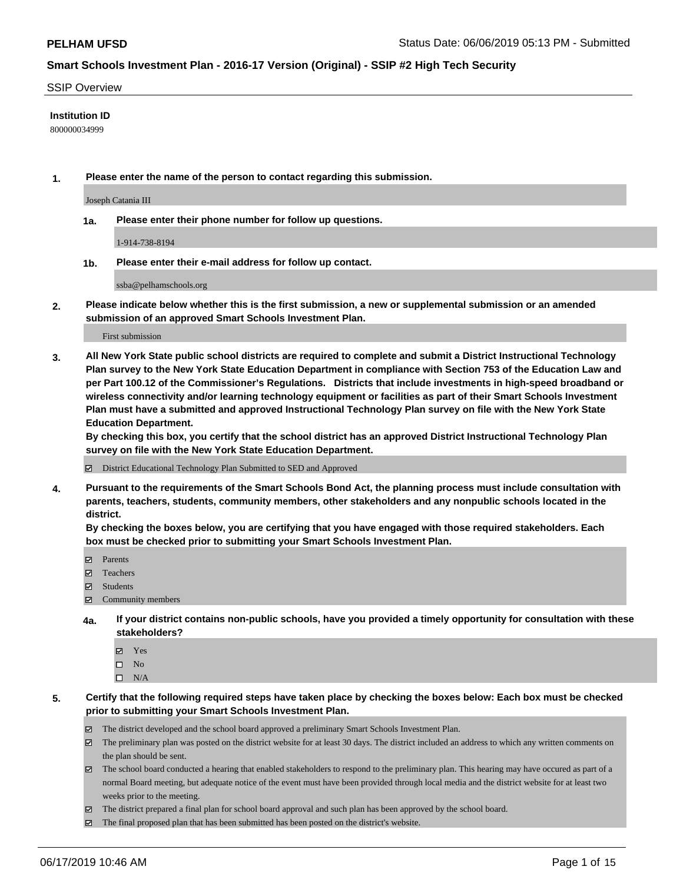**PELHAM UFSD** Status Date: 06/06/2019 05:13 PM - Submitted

## Smart Schools Investment Plan - 2016-17 Version (Original) - SSIP #2 High Tech Security

SSIP Overview

**Institution ID**

800000034999

**1. Please enter the name of the person to contact regarding this submission.**

Joseph Catania III

**1a. Please enter their phone number for follow up questions.**

1-914-738-8194

**1b. Please enter their e-mail address for follow up contact.**

ssba@pelhamschools.org

**2. Please indicate below whether this is the first submission, a new or supplemental submission or an amended submission of an approved Smart Schools Investment Plan.**

First submission

**3. All New York State public school districts are required to complete and submit a District Instructional Technology Plan survey to the New York State Education Department in compliance with Section 753 of the Education Law and per Part 100.12 of the Commissioner's Regulations. Districts that include investments in high-speed broadband or wireless connectivity and/or learning technology equipment or facilities as part of their Smart Schools Investment Plan must have a submitted and approved Instructional Technology Plan survey on file with the New York State Education Department.**
**By checking this box, you certify that the school district has an approved District Instructional Technology Plan survey on file with the New York State Education Department.**

- [x] District Educational Technology Plan Submitted to SED and Approved

**4. Pursuant to the requirements of the Smart Schools Bond Act, the planning process must include consultation with parents, teachers, students, community members, other stakeholders and any nonpublic schools located in the district.**
**By checking the boxes below, you are certifying that you have engaged with those required stakeholders. Each box must be checked prior to submitting your Smart Schools Investment Plan.**

- [x] Parents
- [x] Teachers
- [x] Students
- [x] Community members

**4a. If your district contains non-public schools, have you provided a timely opportunity for consultation with these stakeholders?**

- [x] Yes
- [ ] No
- [ ] N/A

**5. Certify that the following required steps have taken place by checking the boxes below: Each box must be checked prior to submitting your Smart Schools Investment Plan.**

- [x] The district developed and the school board approved a preliminary Smart Schools Investment Plan.
- [x] The preliminary plan was posted on the district website for at least 30 days. The district included an address to which any written comments on the plan should be sent.
- [x] The school board conducted a hearing that enabled stakeholders to respond to the preliminary plan. This hearing may have occured as part of a normal Board meeting, but adequate notice of the event must have been provided through local media and the district website for at least two weeks prior to the meeting.
- [x] The district prepared a final plan for school board approval and such plan has been approved by the school board.
- [x] The final proposed plan that has been submitted has been posted on the district's website.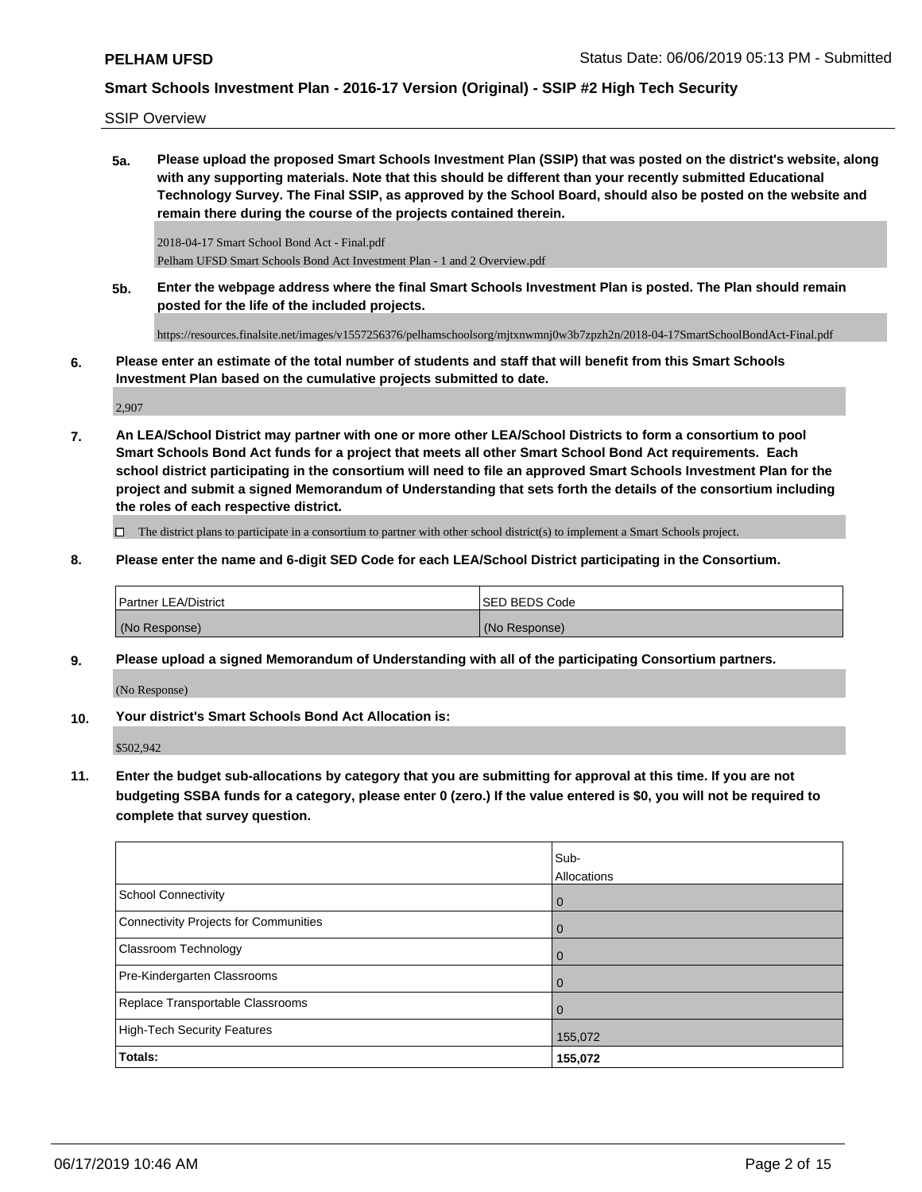SSIP Overview

**5a. Please upload the proposed Smart Schools Investment Plan (SSIP) that was posted on the district's website, along with any supporting materials. Note that this should be different than your recently submitted Educational Technology Survey. The Final SSIP, as approved by the School Board, should also be posted on the website and remain there during the course of the projects contained therein.**

2018-04-17 Smart School Bond Act - Final.pdf
Pelham UFSD Smart Schools Bond Act Investment Plan - 1 and 2 Overview.pdf

**5b. Enter the webpage address where the final Smart Schools Investment Plan is posted. The Plan should remain posted for the life of the included projects.**

https://resources.finalsite.net/images/v1557256376/pelhamschoolsorg/mjtxnwmnj0w3b7zpzh2n/2018-04-17SmartSchoolBondAct-Final.pdf

**6. Please enter an estimate of the total number of students and staff that will benefit from this Smart Schools Investment Plan based on the cumulative projects submitted to date.**

2,907

**7. An LEA/School District may partner with one or more other LEA/School Districts to form a consortium to pool Smart Schools Bond Act funds for a project that meets all other Smart School Bond Act requirements. Each school district participating in the consortium will need to file an approved Smart Schools Investment Plan for the project and submit a signed Memorandum of Understanding that sets forth the details of the consortium including the roles of each respective district.**

☐ The district plans to participate in a consortium to partner with other school district(s) to implement a Smart Schools project.

**8. Please enter the name and 6-digit SED Code for each LEA/School District participating in the Consortium.**

| Partner LEA/District | SED BEDS Code |
|---|---|
| (No Response) | (No Response) |

**9. Please upload a signed Memorandum of Understanding with all of the participating Consortium partners.**

(No Response)

**10. Your district's Smart Schools Bond Act Allocation is:**

$502,942

**11. Enter the budget sub-allocations by category that you are submitting for approval at this time. If you are not budgeting SSBA funds for a category, please enter 0 (zero.) If the value entered is $0, you will not be required to complete that survey question.**

| | Sub-Allocations |
|---|---|
| School Connectivity | 0 |
| Connectivity Projects for Communities | 0 |
| Classroom Technology | 0 |
| Pre-Kindergarten Classrooms | 0 |
| Replace Transportable Classrooms | 0 |
| High-Tech Security Features | 155,072 |
| **Totals:** | **155,072** |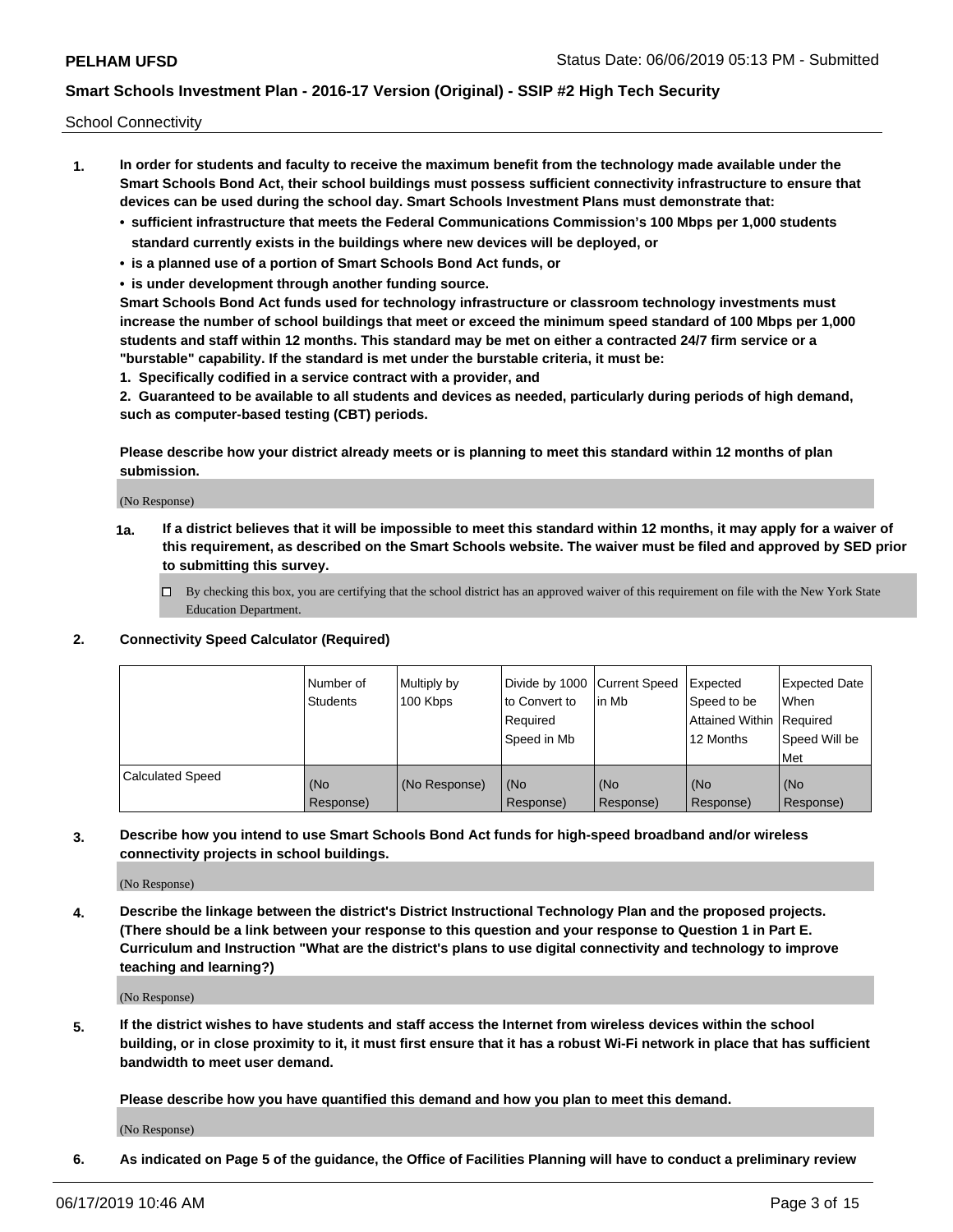School Connectivity

1. **In order for students and faculty to receive the maximum benefit from the technology made available under the Smart Schools Bond Act, their school buildings must possess sufficient connectivity infrastructure to ensure that devices can be used during the school day. Smart Schools Investment Plans must demonstrate that:**
   - **sufficient infrastructure that meets the Federal Communications Commission's 100 Mbps per 1,000 students standard currently exists in the buildings where new devices will be deployed, or**
   - **is a planned use of a portion of Smart Schools Bond Act funds, or**
   - **is under development through another funding source.**

   **Smart Schools Bond Act funds used for technology infrastructure or classroom technology investments must increase the number of school buildings that meet or exceed the minimum speed standard of 100 Mbps per 1,000 students and staff within 12 months. This standard may be met on either a contracted 24/7 firm service or a "burstable" capability. If the standard is met under the burstable criteria, it must be:**

   **1. Specifically codified in a service contract with a provider, and**

   **2. Guaranteed to be available to all students and devices as needed, particularly during periods of high demand, such as computer-based testing (CBT) periods.**

   **Please describe how your district already meets or is planning to meet this standard within 12 months of plan submission.**

   (No Response)

   **1a. If a district believes that it will be impossible to meet this standard within 12 months, it may apply for a waiver of this requirement, as described on the Smart Schools website. The waiver must be filed and approved by SED prior to submitting this survey.**

   ☐ By checking this box, you are certifying that the school district has an approved waiver of this requirement on file with the New York State Education Department.

2. **Connectivity Speed Calculator (Required)**

| | Number of Students | Multiply by 100 Kbps | Divide by 1000 to Convert to Required Speed in Mb | Current Speed in Mb | Expected Speed to be Attained Within 12 Months | Expected Date When Required Speed Will be Met |
|---|---|---|---|---|---|---|
| Calculated Speed | (No Response) | (No Response) | (No Response) | (No Response) | (No Response) | (No Response) |

3. **Describe how you intend to use Smart Schools Bond Act funds for high-speed broadband and/or wireless connectivity projects in school buildings.**

   (No Response)

4. **Describe the linkage between the district's District Instructional Technology Plan and the proposed projects. (There should be a link between your response to this question and your response to Question 1 in Part E. Curriculum and Instruction "What are the district's plans to use digital connectivity and technology to improve teaching and learning?)**

   (No Response)

5. **If the district wishes to have students and staff access the Internet from wireless devices within the school building, or in close proximity to it, it must first ensure that it has a robust Wi-Fi network in place that has sufficient bandwidth to meet user demand.**

   **Please describe how you have quantified this demand and how you plan to meet this demand.**

   (No Response)

6. **As indicated on Page 5 of the guidance, the Office of Facilities Planning will have to conduct a preliminary review**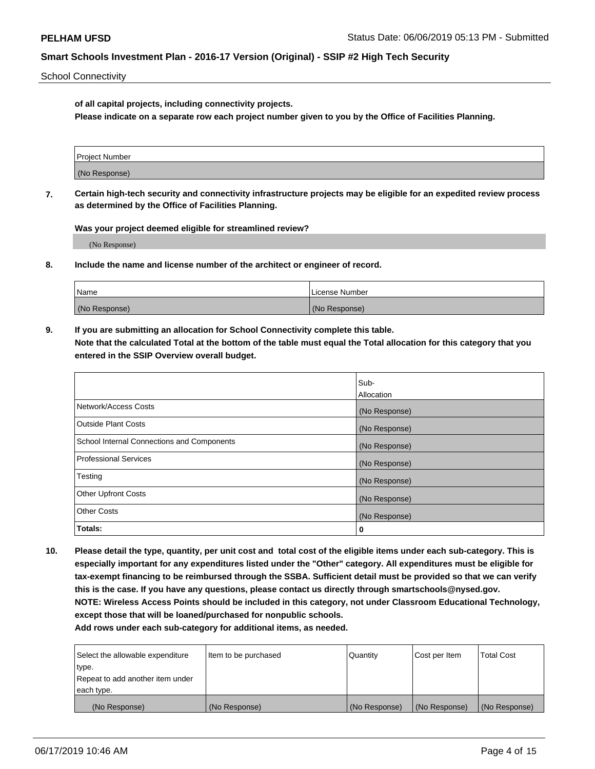School Connectivity

**of all capital projects, including connectivity projects.**
**Please indicate on a separate row each project number given to you by the Office of Facilities Planning.**

| Project Number |
|---|
| (No Response) |

**7. Certain high-tech security and connectivity infrastructure projects may be eligible for an expedited review process as determined by the Office of Facilities Planning.**

**Was your project deemed eligible for streamlined review?**

(No Response)

**8. Include the name and license number of the architect or engineer of record.**

| Name | License Number |
|---|---|
| (No Response) | (No Response) |

**9. If you are submitting an allocation for School Connectivity complete this table.**
**Note that the calculated Total at the bottom of the table must equal the Total allocation for this category that you entered in the SSIP Overview overall budget.**

| | Sub-Allocation |
|---|---|
| Network/Access Costs | (No Response) |
| Outside Plant Costs | (No Response) |
| School Internal Connections and Components | (No Response) |
| Professional Services | (No Response) |
| Testing | (No Response) |
| Other Upfront Costs | (No Response) |
| Other Costs | (No Response) |
| **Totals:** | **0** |

**10. Please detail the type, quantity, per unit cost and total cost of the eligible items under each sub-category. This is especially important for any expenditures listed under the "Other" category. All expenditures must be eligible for tax-exempt financing to be reimbursed through the SSBA. Sufficient detail must be provided so that we can verify this is the case. If you have any questions, please contact us directly through smartschools@nysed.gov.**
**NOTE: Wireless Access Points should be included in this category, not under Classroom Educational Technology, except those that will be loaned/purchased for nonpublic schools.**
**Add rows under each sub-category for additional items, as needed.**

| Select the allowable expenditure type. Repeat to add another item under each type. | Item to be purchased | Quantity | Cost per Item | Total Cost |
|---|---|---|---|---|
| (No Response) | (No Response) | (No Response) | (No Response) | (No Response) |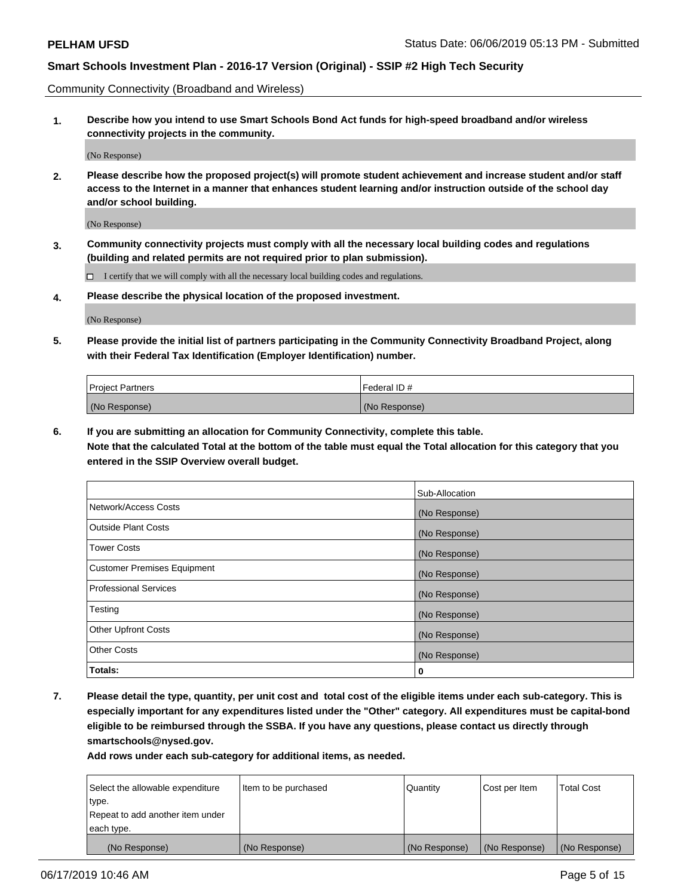Community Connectivity (Broadband and Wireless)

**1. Describe how you intend to use Smart Schools Bond Act funds for high-speed broadband and/or wireless connectivity projects in the community.**

(No Response)

**2. Please describe how the proposed project(s) will promote student achievement and increase student and/or staff access to the Internet in a manner that enhances student learning and/or instruction outside of the school day and/or school building.**

(No Response)

**3. Community connectivity projects must comply with all the necessary local building codes and regulations (building and related permits are not required prior to plan submission).**

☐ I certify that we will comply with all the necessary local building codes and regulations.

**4. Please describe the physical location of the proposed investment.**

(No Response)

**5. Please provide the initial list of partners participating in the Community Connectivity Broadband Project, along with their Federal Tax Identification (Employer Identification) number.**

| Project Partners | Federal ID # |
|---|---|
| (No Response) | (No Response) |

**6. If you are submitting an allocation for Community Connectivity, complete this table.**
**Note that the calculated Total at the bottom of the table must equal the Total allocation for this category that you entered in the SSIP Overview overall budget.**

| | Sub-Allocation |
|---|---|
| Network/Access Costs | (No Response) |
| Outside Plant Costs | (No Response) |
| Tower Costs | (No Response) |
| Customer Premises Equipment | (No Response) |
| Professional Services | (No Response) |
| Testing | (No Response) |
| Other Upfront Costs | (No Response) |
| Other Costs | (No Response) |
| **Totals:** | **0** |

**7. Please detail the type, quantity, per unit cost and total cost of the eligible items under each sub-category. This is especially important for any expenditures listed under the "Other" category. All expenditures must be capital-bond eligible to be reimbursed through the SSBA. If you have any questions, please contact us directly through smartschools@nysed.gov.**

**Add rows under each sub-category for additional items, as needed.**

| Select the allowable expenditure type. Repeat to add another item under each type. | Item to be purchased | Quantity | Cost per Item | Total Cost |
|---|---|---|---|---|
| (No Response) | (No Response) | (No Response) | (No Response) | (No Response) |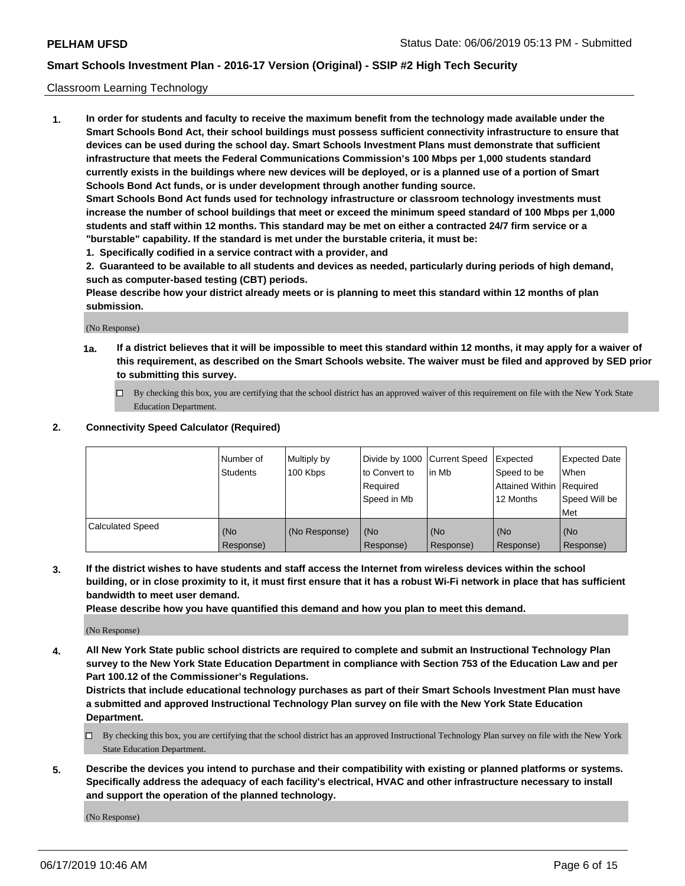Classroom Learning Technology

**1. In order for students and faculty to receive the maximum benefit from the technology made available under the Smart Schools Bond Act, their school buildings must possess sufficient connectivity infrastructure to ensure that devices can be used during the school day. Smart Schools Investment Plans must demonstrate that sufficient infrastructure that meets the Federal Communications Commission's 100 Mbps per 1,000 students standard currently exists in the buildings where new devices will be deployed, or is a planned use of a portion of Smart Schools Bond Act funds, or is under development through another funding source.**

**Smart Schools Bond Act funds used for technology infrastructure or classroom technology investments must increase the number of school buildings that meet or exceed the minimum speed standard of 100 Mbps per 1,000 students and staff within 12 months. This standard may be met on either a contracted 24/7 firm service or a "burstable" capability. If the standard is met under the burstable criteria, it must be:**

**1. Specifically codified in a service contract with a provider, and**

**2. Guaranteed to be available to all students and devices as needed, particularly during periods of high demand, such as computer-based testing (CBT) periods.**

**Please describe how your district already meets or is planning to meet this standard within 12 months of plan submission.**

(No Response)

**1a. If a district believes that it will be impossible to meet this standard within 12 months, it may apply for a waiver of this requirement, as described on the Smart Schools website. The waiver must be filed and approved by SED prior to submitting this survey.**

☐ By checking this box, you are certifying that the school district has an approved waiver of this requirement on file with the New York State Education Department.

**2. Connectivity Speed Calculator (Required)**

| | Number of Students | Multiply by 100 Kbps | Divide by 1000 to Convert to Required Speed in Mb | Current Speed in Mb | Expected Speed to be Attained Within 12 Months | Expected Date When Required Speed Will be Met |
|---|---|---|---|---|---|---|
| Calculated Speed | (No Response) | (No Response) | (No Response) | (No Response) | (No Response) | (No Response) |

**3. If the district wishes to have students and staff access the Internet from wireless devices within the school building, or in close proximity to it, it must first ensure that it has a robust Wi-Fi network in place that has sufficient bandwidth to meet user demand.**

**Please describe how you have quantified this demand and how you plan to meet this demand.**

(No Response)

**4. All New York State public school districts are required to complete and submit an Instructional Technology Plan survey to the New York State Education Department in compliance with Section 753 of the Education Law and per Part 100.12 of the Commissioner's Regulations.**

**Districts that include educational technology purchases as part of their Smart Schools Investment Plan must have a submitted and approved Instructional Technology Plan survey on file with the New York State Education Department.**

☐ By checking this box, you are certifying that the school district has an approved Instructional Technology Plan survey on file with the New York State Education Department.

**5. Describe the devices you intend to purchase and their compatibility with existing or planned platforms or systems. Specifically address the adequacy of each facility's electrical, HVAC and other infrastructure necessary to install and support the operation of the planned technology.**

(No Response)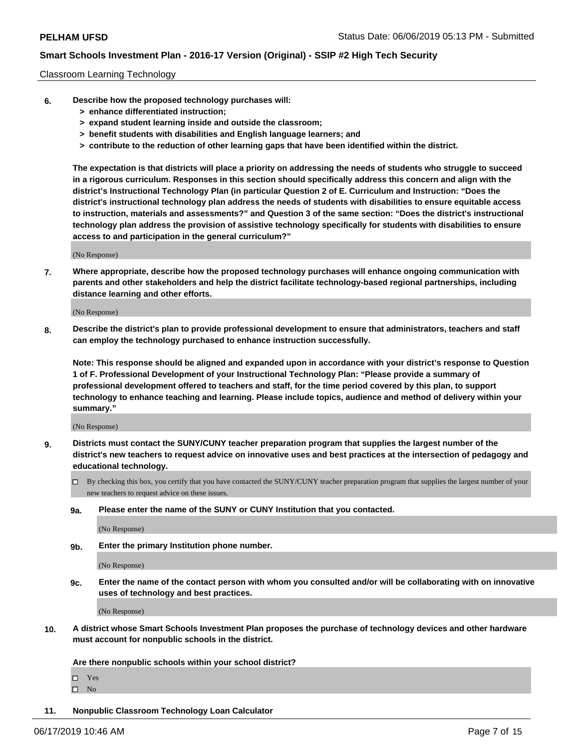Classroom Learning Technology

6. **Describe how the proposed technology purchases will:**
   - **> enhance differentiated instruction;**
   - **> expand student learning inside and outside the classroom;**
   - **> benefit students with disabilities and English language learners; and**
   - **> contribute to the reduction of other learning gaps that have been identified within the district.**

   **The expectation is that districts will place a priority on addressing the needs of students who struggle to succeed in a rigorous curriculum. Responses in this section should specifically address this concern and align with the district's Instructional Technology Plan (in particular Question 2 of E. Curriculum and Instruction: "Does the district's instructional technology plan address the needs of students with disabilities to ensure equitable access to instruction, materials and assessments?" and Question 3 of the same section: "Does the district's instructional technology plan address the provision of assistive technology specifically for students with disabilities to ensure access to and participation in the general curriculum?"**

   (No Response)

7. **Where appropriate, describe how the proposed technology purchases will enhance ongoing communication with parents and other stakeholders and help the district facilitate technology-based regional partnerships, including distance learning and other efforts.**

   (No Response)

8. **Describe the district's plan to provide professional development to ensure that administrators, teachers and staff can employ the technology purchased to enhance instruction successfully.**

   **Note: This response should be aligned and expanded upon in accordance with your district's response to Question 1 of F. Professional Development of your Instructional Technology Plan: "Please provide a summary of professional development offered to teachers and staff, for the time period covered by this plan, to support technology to enhance teaching and learning. Please include topics, audience and method of delivery within your summary."**

   (No Response)

9. **Districts must contact the SUNY/CUNY teacher preparation program that supplies the largest number of the district's new teachers to request advice on innovative uses and best practices at the intersection of pedagogy and educational technology.**

   ☐ By checking this box, you certify that you have contacted the SUNY/CUNY teacher preparation program that supplies the largest number of your new teachers to request advice on these issues.

   **9a. Please enter the name of the SUNY or CUNY Institution that you contacted.**

   (No Response)

   **9b. Enter the primary Institution phone number.**

   (No Response)

   **9c. Enter the name of the contact person with whom you consulted and/or will be collaborating with on innovative uses of technology and best practices.**

   (No Response)

10. **A district whose Smart Schools Investment Plan proposes the purchase of technology devices and other hardware must account for nonpublic schools in the district.**

    **Are there nonpublic schools within your school district?**

    ☐ Yes
    ☐ No

11. **Nonpublic Classroom Technology Loan Calculator**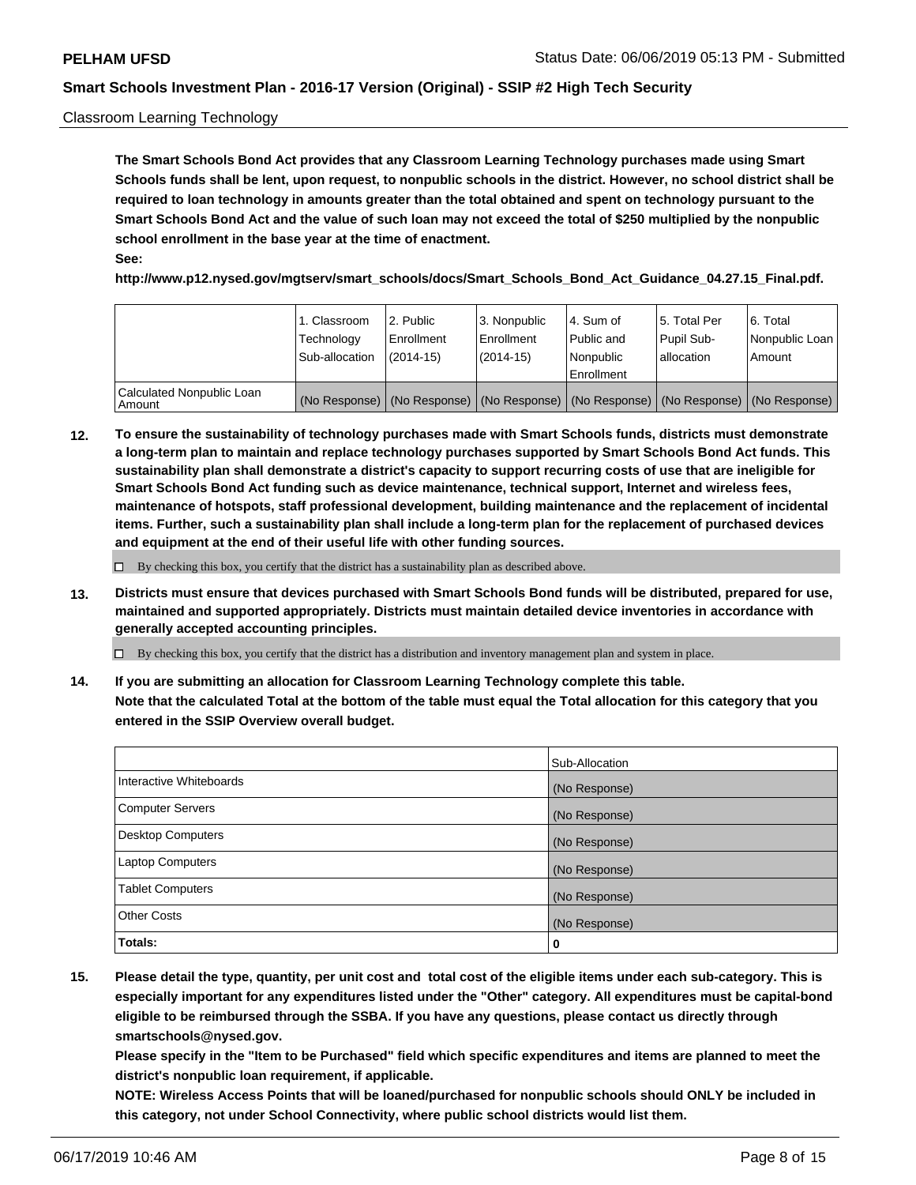Classroom Learning Technology

**The Smart Schools Bond Act provides that any Classroom Learning Technology purchases made using Smart Schools funds shall be lent, upon request, to nonpublic schools in the district. However, no school district shall be required to loan technology in amounts greater than the total obtained and spent on technology pursuant to the Smart Schools Bond Act and the value of such loan may not exceed the total of $250 multiplied by the nonpublic school enrollment in the base year at the time of enactment.**

**See:**

**http://www.p12.nysed.gov/mgtserv/smart_schools/docs/Smart_Schools_Bond_Act_Guidance_04.27.15_Final.pdf.**

| | 1. Classroom Technology Sub-allocation | 2. Public Enrollment (2014-15) | 3. Nonpublic Enrollment (2014-15) | 4. Sum of Public and Nonpublic Enrollment | 5. Total Per Pupil Sub-allocation | 6. Total Nonpublic Loan Amount |
|---|---|---|---|---|---|---|
| Calculated Nonpublic Loan Amount | (No Response) | (No Response) | (No Response) | (No Response) | (No Response) | (No Response) |

**12. To ensure the sustainability of technology purchases made with Smart Schools funds, districts must demonstrate a long-term plan to maintain and replace technology purchases supported by Smart Schools Bond Act funds. This sustainability plan shall demonstrate a district's capacity to support recurring costs of use that are ineligible for Smart Schools Bond Act funding such as device maintenance, technical support, Internet and wireless fees, maintenance of hotspots, staff professional development, building maintenance and the replacement of incidental items. Further, such a sustainability plan shall include a long-term plan for the replacement of purchased devices and equipment at the end of their useful life with other funding sources.**

☐ By checking this box, you certify that the district has a sustainability plan as described above.

**13. Districts must ensure that devices purchased with Smart Schools Bond funds will be distributed, prepared for use, maintained and supported appropriately. Districts must maintain detailed device inventories in accordance with generally accepted accounting principles.**

☐ By checking this box, you certify that the district has a distribution and inventory management plan and system in place.

**14. If you are submitting an allocation for Classroom Learning Technology complete this table. Note that the calculated Total at the bottom of the table must equal the Total allocation for this category that you entered in the SSIP Overview overall budget.**

| | Sub-Allocation |
|---|---|
| Interactive Whiteboards | (No Response) |
| Computer Servers | (No Response) |
| Desktop Computers | (No Response) |
| Laptop Computers | (No Response) |
| Tablet Computers | (No Response) |
| Other Costs | (No Response) |
| **Totals:** | **0** |

**15. Please detail the type, quantity, per unit cost and total cost of the eligible items under each sub-category. This is especially important for any expenditures listed under the "Other" category. All expenditures must be capital-bond eligible to be reimbursed through the SSBA. If you have any questions, please contact us directly through smartschools@nysed.gov.**

**Please specify in the "Item to be Purchased" field which specific expenditures and items are planned to meet the district's nonpublic loan requirement, if applicable.**

**NOTE: Wireless Access Points that will be loaned/purchased for nonpublic schools should ONLY be included in this category, not under School Connectivity, where public school districts would list them.**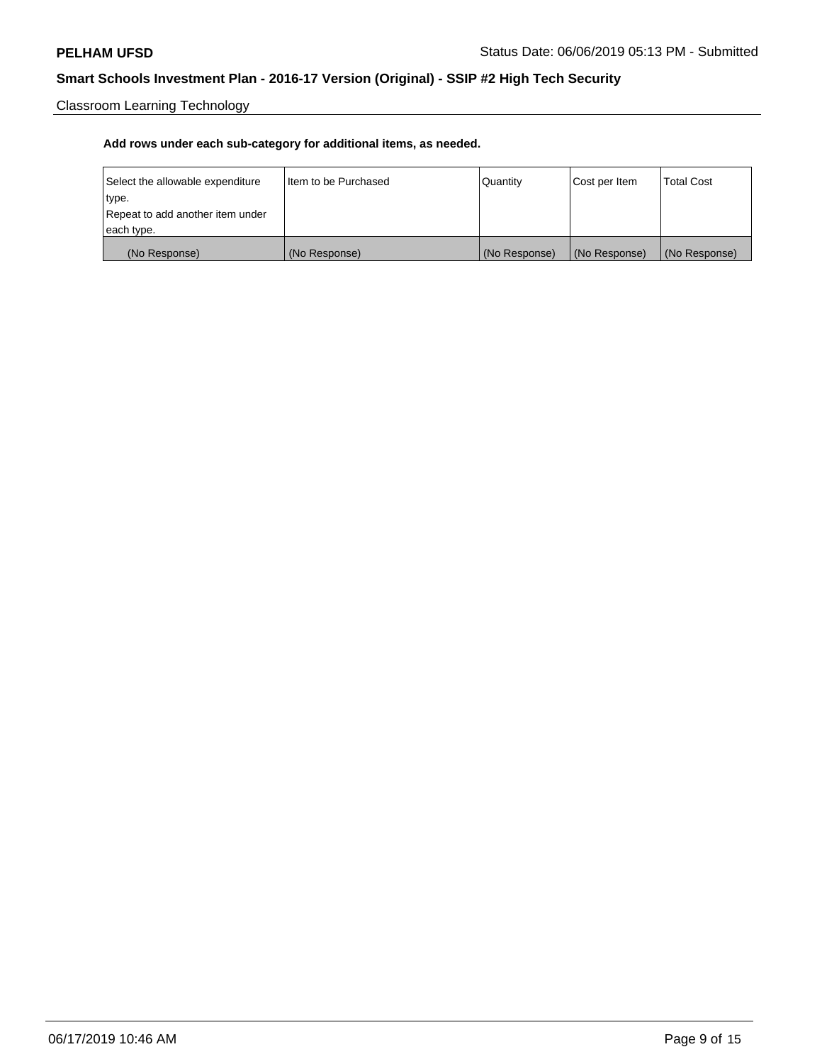Classroom Learning Technology

**Add rows under each sub-category for additional items, as needed.**

| Select the allowable expenditure type. Repeat to add another item under each type. | Item to be Purchased | Quantity | Cost per Item | Total Cost |
|---|---|---|---|---|
| (No Response) | (No Response) | (No Response) | (No Response) | (No Response) |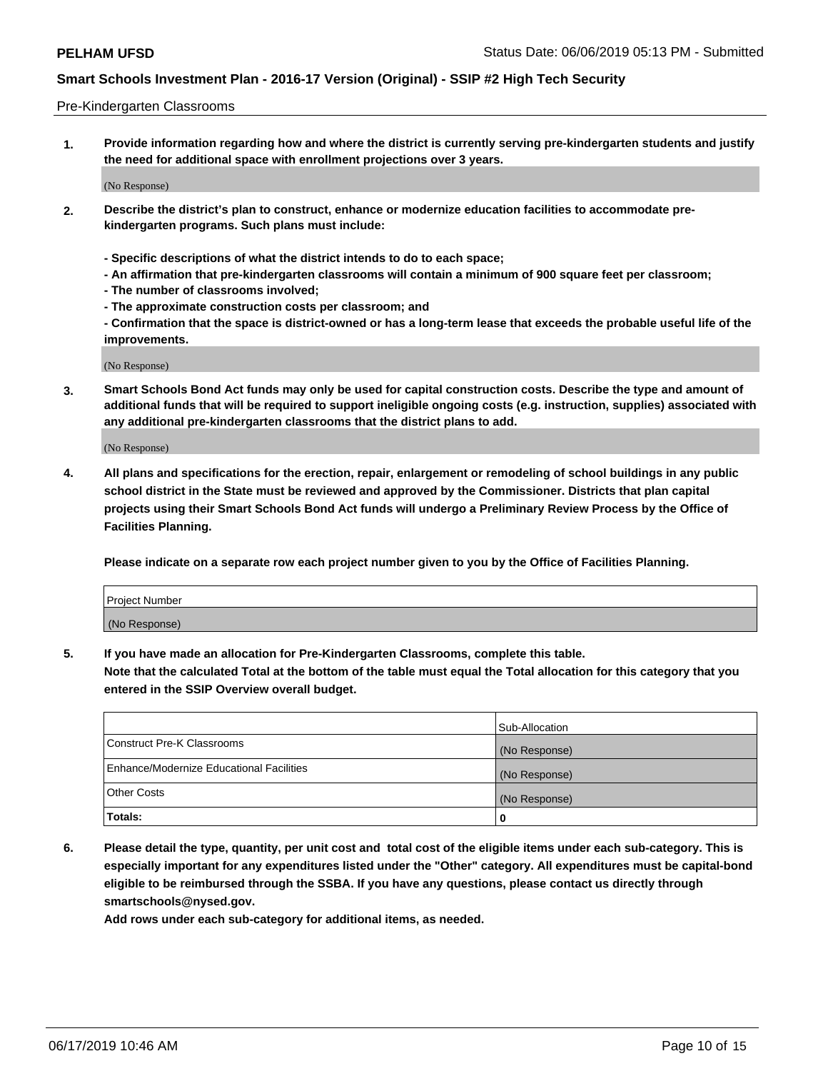Pre-Kindergarten Classrooms

1. **Provide information regarding how and where the district is currently serving pre-kindergarten students and justify the need for additional space with enrollment projections over 3 years.**

   (No Response)

2. **Describe the district's plan to construct, enhance or modernize education facilities to accommodate pre-kindergarten programs. Such plans must include:**

   **- Specific descriptions of what the district intends to do to each space;**
   **- An affirmation that pre-kindergarten classrooms will contain a minimum of 900 square feet per classroom;**
   **- The number of classrooms involved;**
   **- The approximate construction costs per classroom; and**
   **- Confirmation that the space is district-owned or has a long-term lease that exceeds the probable useful life of the improvements.**

   (No Response)

3. **Smart Schools Bond Act funds may only be used for capital construction costs. Describe the type and amount of additional funds that will be required to support ineligible ongoing costs (e.g. instruction, supplies) associated with any additional pre-kindergarten classrooms that the district plans to add.**

   (No Response)

4. **All plans and specifications for the erection, repair, enlargement or remodeling of school buildings in any public school district in the State must be reviewed and approved by the Commissioner. Districts that plan capital projects using their Smart Schools Bond Act funds will undergo a Preliminary Review Process by the Office of Facilities Planning.**

   **Please indicate on a separate row each project number given to you by the Office of Facilities Planning.**

| Project Number |
| --- |
| (No Response) |

5. **If you have made an allocation for Pre-Kindergarten Classrooms, complete this table.**
   **Note that the calculated Total at the bottom of the table must equal the Total allocation for this category that you entered in the SSIP Overview overall budget.**

| | Sub-Allocation |
| --- | --- |
| Construct Pre-K Classrooms | (No Response) |
| Enhance/Modernize Educational Facilities | (No Response) |
| Other Costs | (No Response) |
| **Totals:** | **0** |

6. **Please detail the type, quantity, per unit cost and total cost of the eligible items under each sub-category. This is especially important for any expenditures listed under the "Other" category. All expenditures must be capital-bond eligible to be reimbursed through the SSBA. If you have any questions, please contact us directly through smartschools@nysed.gov.**
   **Add rows under each sub-category for additional items, as needed.**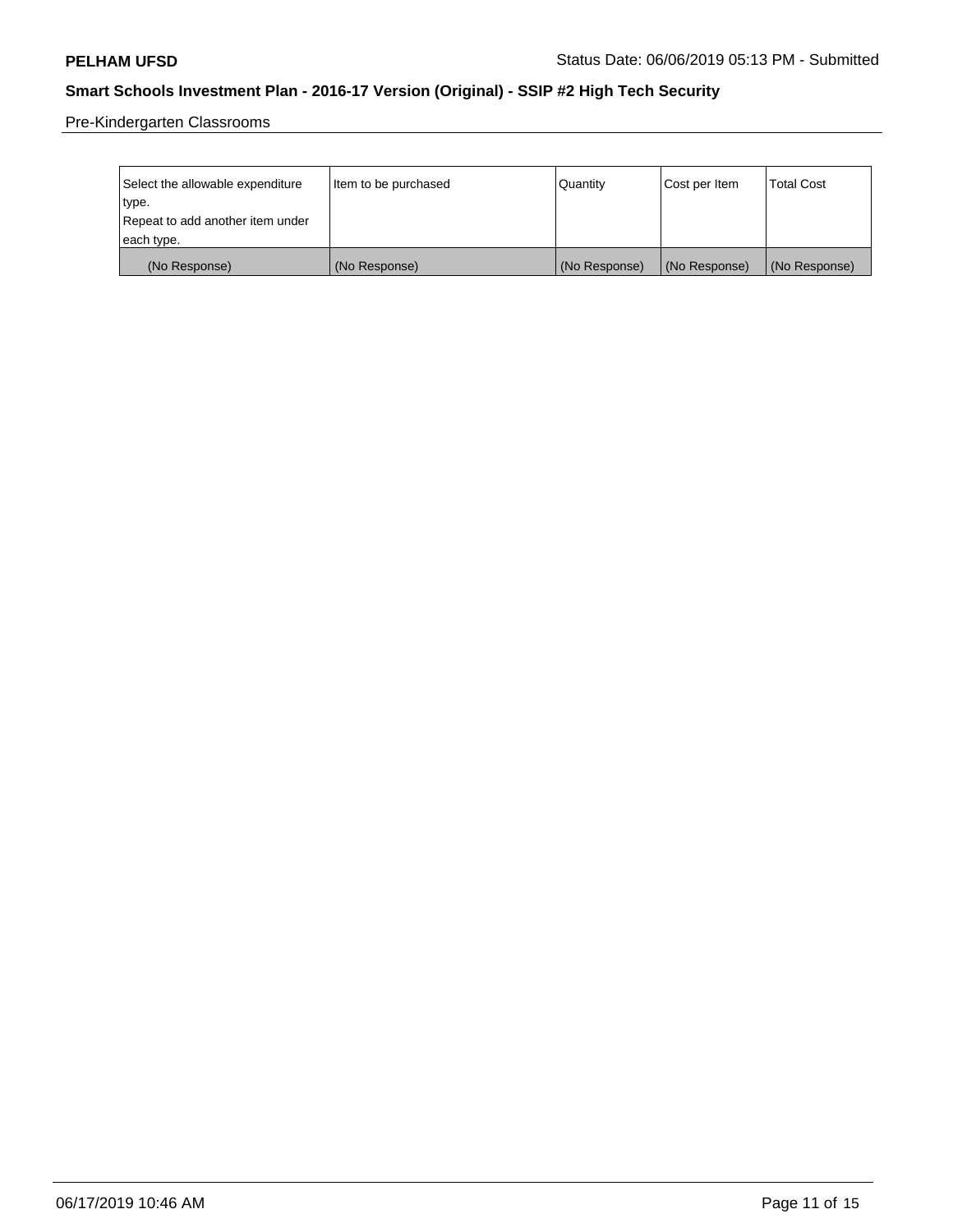Pre-Kindergarten Classrooms

| Select the allowable expenditure type. Repeat to add another item under each type. | Item to be purchased | Quantity | Cost per Item | Total Cost |
|---|---|---|---|---|
| (No Response) | (No Response) | (No Response) | (No Response) | (No Response) |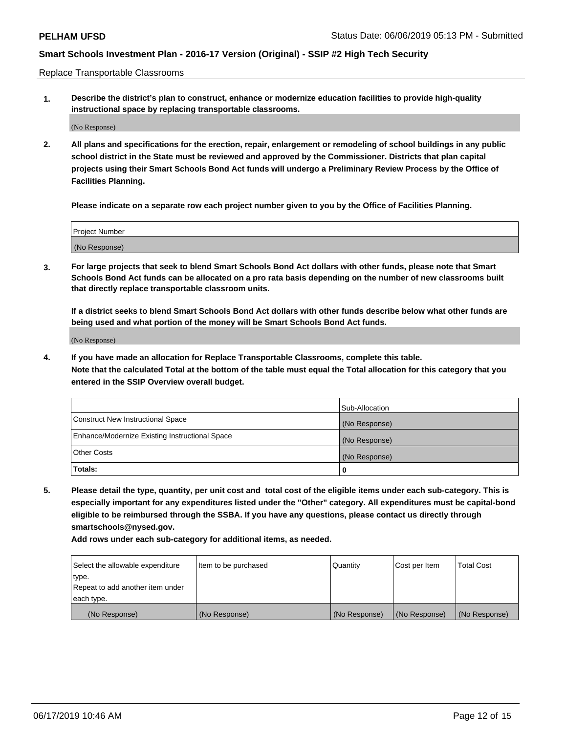Replace Transportable Classrooms

**1. Describe the district's plan to construct, enhance or modernize education facilities to provide high-quality instructional space by replacing transportable classrooms.**

(No Response)

**2. All plans and specifications for the erection, repair, enlargement or remodeling of school buildings in any public school district in the State must be reviewed and approved by the Commissioner. Districts that plan capital projects using their Smart Schools Bond Act funds will undergo a Preliminary Review Process by the Office of Facilities Planning.**

**Please indicate on a separate row each project number given to you by the Office of Facilities Planning.**

| Project Number |
|---|
| (No Response) |

**3. For large projects that seek to blend Smart Schools Bond Act dollars with other funds, please note that Smart Schools Bond Act funds can be allocated on a pro rata basis depending on the number of new classrooms built that directly replace transportable classroom units.**

**If a district seeks to blend Smart Schools Bond Act dollars with other funds describe below what other funds are being used and what portion of the money will be Smart Schools Bond Act funds.**

(No Response)

**4. If you have made an allocation for Replace Transportable Classrooms, complete this table. Note that the calculated Total at the bottom of the table must equal the Total allocation for this category that you entered in the SSIP Overview overall budget.**

| | Sub-Allocation |
|---|---|
| Construct New Instructional Space | (No Response) |
| Enhance/Modernize Existing Instructional Space | (No Response) |
| Other Costs | (No Response) |
| **Totals:** | **0** |

**5. Please detail the type, quantity, per unit cost and total cost of the eligible items under each sub-category. This is especially important for any expenditures listed under the "Other" category. All expenditures must be capital-bond eligible to be reimbursed through the SSBA. If you have any questions, please contact us directly through smartschools@nysed.gov.**

**Add rows under each sub-category for additional items, as needed.**

| Select the allowable expenditure type. Repeat to add another item under each type. | Item to be purchased | Quantity | Cost per Item | Total Cost |
|---|---|---|---|---|
| (No Response) | (No Response) | (No Response) | (No Response) | (No Response) |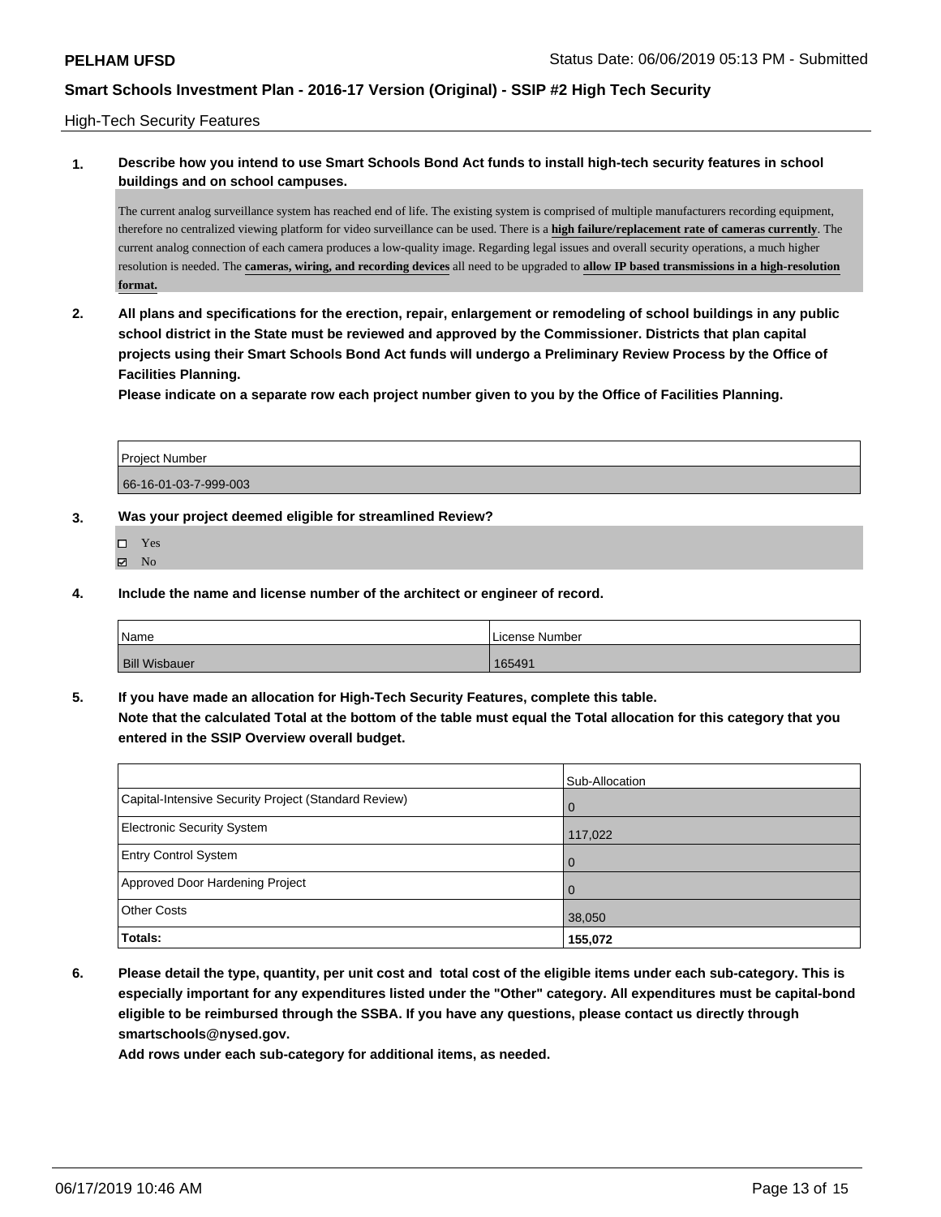High-Tech Security Features

**1. Describe how you intend to use Smart Schools Bond Act funds to install high-tech security features in school buildings and on school campuses.**

The current analog surveillance system has reached end of life. The existing system is comprised of multiple manufacturers recording equipment, therefore no centralized viewing platform for video surveillance can be used. There is a **high failure/replacement rate of cameras currently**. The current analog connection of each camera produces a low-quality image. Regarding legal issues and overall security operations, a much higher resolution is needed. The **cameras, wiring, and recording devices** all need to be upgraded to **allow IP based transmissions in a high-resolution format.**

**2. All plans and specifications for the erection, repair, enlargement or remodeling of school buildings in any public school district in the State must be reviewed and approved by the Commissioner. Districts that plan capital projects using their Smart Schools Bond Act funds will undergo a Preliminary Review Process by the Office of Facilities Planning.**

**Please indicate on a separate row each project number given to you by the Office of Facilities Planning.**

| Project Number |
|---|
| 66-16-01-03-7-999-003 |

**3. Was your project deemed eligible for streamlined Review?**

- ☐ Yes
- ☑ No

**4. Include the name and license number of the architect or engineer of record.**

| Name | License Number |
|---|---|
| Bill Wisbauer | 165491 |

**5. If you have made an allocation for High-Tech Security Features, complete this table. Note that the calculated Total at the bottom of the table must equal the Total allocation for this category that you entered in the SSIP Overview overall budget.**

| | Sub-Allocation |
|---|---|
| Capital-Intensive Security Project (Standard Review) | 0 |
| Electronic Security System | 117,022 |
| Entry Control System | 0 |
| Approved Door Hardening Project | 0 |
| Other Costs | 38,050 |
| **Totals:** | **155,072** |

**6. Please detail the type, quantity, per unit cost and total cost of the eligible items under each sub-category. This is especially important for any expenditures listed under the "Other" category. All expenditures must be capital-bond eligible to be reimbursed through the SSBA. If you have any questions, please contact us directly through smartschools@nysed.gov.**

**Add rows under each sub-category for additional items, as needed.**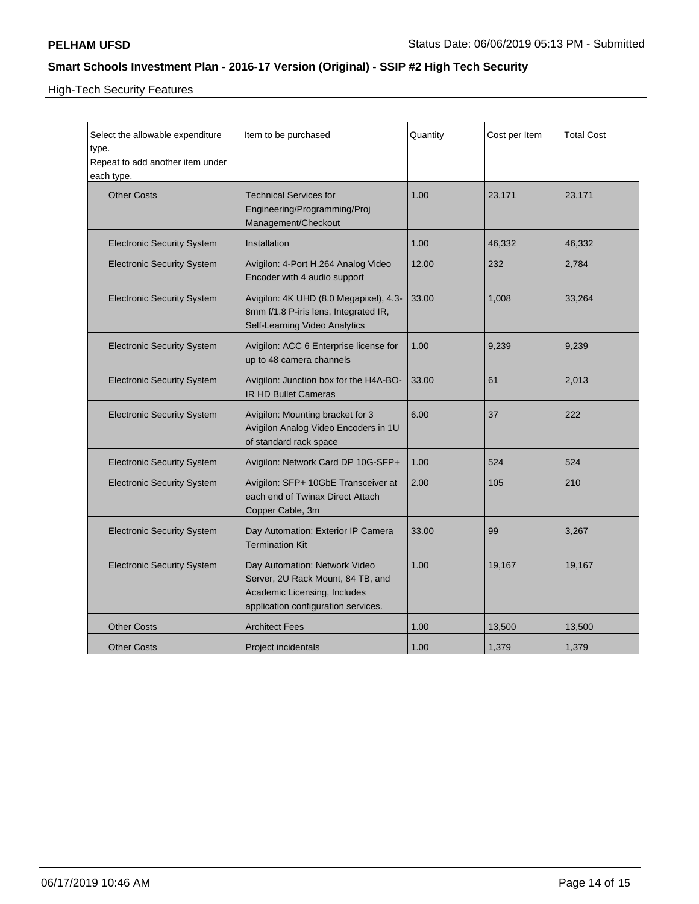High-Tech Security Features

| Select the allowable expenditure type. Repeat to add another item under each type. | Item to be purchased | Quantity | Cost per Item | Total Cost |
|---|---|---|---|---|
| Other Costs | Technical Services for Engineering/Programming/Proj Management/Checkout | 1.00 | 23,171 | 23,171 |
| Electronic Security System | Installation | 1.00 | 46,332 | 46,332 |
| Electronic Security System | Avigilon: 4-Port H.264 Analog Video Encoder with 4 audio support | 12.00 | 232 | 2,784 |
| Electronic Security System | Avigilon: 4K UHD (8.0 Megapixel), 4.3-8mm f/1.8 P-iris lens, Integrated IR, Self-Learning Video Analytics | 33.00 | 1,008 | 33,264 |
| Electronic Security System | Avigilon: ACC 6 Enterprise license for up to 48 camera channels | 1.00 | 9,239 | 9,239 |
| Electronic Security System | Avigilon: Junction box for the H4A-BO-IR HD Bullet Cameras | 33.00 | 61 | 2,013 |
| Electronic Security System | Avigilon: Mounting bracket for 3 Avigilon Analog Video Encoders in 1U of standard rack space | 6.00 | 37 | 222 |
| Electronic Security System | Avigilon: Network Card DP 10G-SFP+ | 1.00 | 524 | 524 |
| Electronic Security System | Avigilon: SFP+ 10GbE Transceiver at each end of Twinax Direct Attach Copper Cable, 3m | 2.00 | 105 | 210 |
| Electronic Security System | Day Automation: Exterior IP Camera Termination Kit | 33.00 | 99 | 3,267 |
| Electronic Security System | Day Automation: Network Video Server, 2U Rack Mount, 84 TB, and Academic Licensing, Includes application configuration services. | 1.00 | 19,167 | 19,167 |
| Other Costs | Architect Fees | 1.00 | 13,500 | 13,500 |
| Other Costs | Project incidentals | 1.00 | 1,379 | 1,379 |